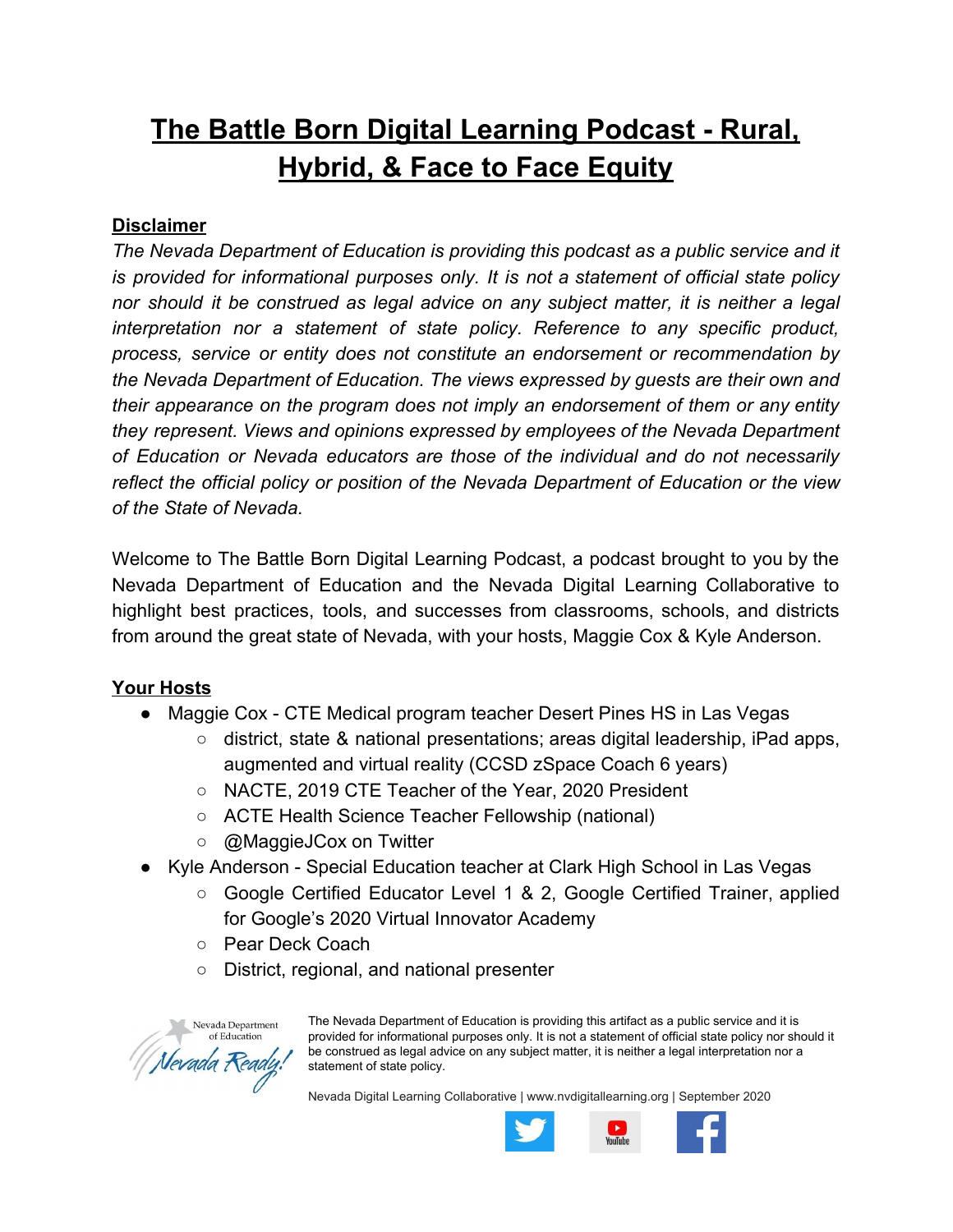# The Battle Born Digital Learning Podcast - Rural, Hybrid, & Face to Face Equity

## Disclaimer

*The Nevada Department of Education is providing this podcast as a public service and it is provided for informational purposes only. It is not a statement of official state policy nor should it be construed as legal advice on any subject matter, it is neither a legal interpretation nor a statement of state policy. Reference to any specific product, process, service or entity does not constitute an endorsement or recommendation by the Nevada Department of Education. The views expressed by guests are their own and their appearance on the program does not imply an endorsement of them or any entity they represent. Views and opinions expressed by employees of the Nevada Department of Education or Nevada educators are those of the individual and do not necessarily reflect the official policy or position of the Nevada Department of Education or the view of the State of Nevada.*

Welcome to The Battle Born Digital Learning Podcast, a podcast brought to you by the Nevada Department of Education and the Nevada Digital Learning Collaborative to highlight best practices, tools, and successes from classrooms, schools, and districts from around the great state of Nevada, with your hosts, Maggie Cox & Kyle Anderson.

## Your Hosts

- Maggie Cox - CTE Medical program teacher Desert Pines HS in Las Vegas
  - district, state & national presentations; areas digital leadership, iPad apps, augmented and virtual reality (CCSD zSpace Coach 6 years)
  - NACTE, 2019 CTE Teacher of the Year, 2020 President
  - ACTE Health Science Teacher Fellowship (national)
  - @MaggieJCox on Twitter
- Kyle Anderson - Special Education teacher at Clark High School in Las Vegas
  - Google Certified Educator Level 1 & 2, Google Certified Trainer, applied for Google's 2020 Virtual Innovator Academy
  - Pear Deck Coach
  - District, regional, and national presenter

The Nevada Department of Education is providing this artifact as a public service and it is provided for informational purposes only. It is not a statement of official state policy nor should it be construed as legal advice on any subject matter, it is neither a legal interpretation nor a statement of state policy.

Nevada Digital Learning Collaborative | www.nvdigitallearning.org | September 2020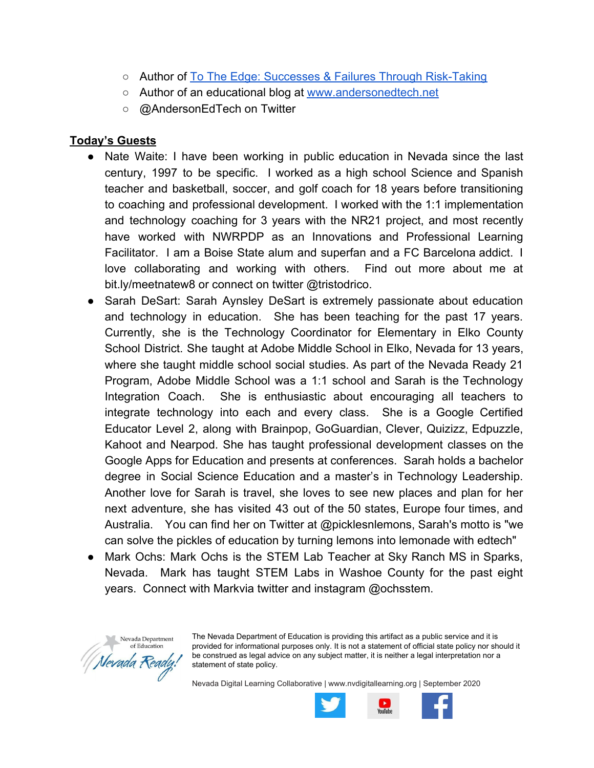- Author of [To The Edge: Successes & Failures Through Risk-Taking]()
  - Author of an educational blog at [www.andersonedtech.net](www.andersonedtech.net)
  - @AndersonEdTech on Twitter

**Today's Guests**

- Nate Waite: I have been working in public education in Nevada since the last century, 1997 to be specific. I worked as a high school Science and Spanish teacher and basketball, soccer, and golf coach for 18 years before transitioning to coaching and professional development. I worked with the 1:1 implementation and technology coaching for 3 years with the NR21 project, and most recently have worked with NWRPDP as an Innovations and Professional Learning Facilitator. I am a Boise State alum and superfan and a FC Barcelona addict. I love collaborating and working with others. Find out more about me at bit.ly/meetnatew8 or connect on twitter @tristodrico.
- Sarah DeSart: Sarah Aynsley DeSart is extremely passionate about education and technology in education. She has been teaching for the past 17 years. Currently, she is the Technology Coordinator for Elementary in Elko County School District. She taught at Adobe Middle School in Elko, Nevada for 13 years, where she taught middle school social studies. As part of the Nevada Ready 21 Program, Adobe Middle School was a 1:1 school and Sarah is the Technology Integration Coach. She is enthusiastic about encouraging all teachers to integrate technology into each and every class. She is a Google Certified Educator Level 2, along with Brainpop, GoGuardian, Clever, Quizizz, Edpuzzle, Kahoot and Nearpod. She has taught professional development classes on the Google Apps for Education and presents at conferences. Sarah holds a bachelor degree in Social Science Education and a master's in Technology Leadership. Another love for Sarah is travel, she loves to see new places and plan for her next adventure, she has visited 43 out of the 50 states, Europe four times, and Australia. You can find her on Twitter at @picklesnlemons, Sarah's motto is "we can solve the pickles of education by turning lemons into lemonade with edtech"
- Mark Ochs: Mark Ochs is the STEM Lab Teacher at Sky Ranch MS in Sparks, Nevada. Mark has taught STEM Labs in Washoe County for the past eight years. Connect with Markvia twitter and instagram @ochsstem.

The Nevada Department of Education is providing this artifact as a public service and it is provided for informational purposes only. It is not a statement of official state policy nor should it be construed as legal advice on any subject matter, it is neither a legal interpretation nor a statement of state policy.

Nevada Digital Learning Collaborative | www.nvdigitallearning.org | September 2020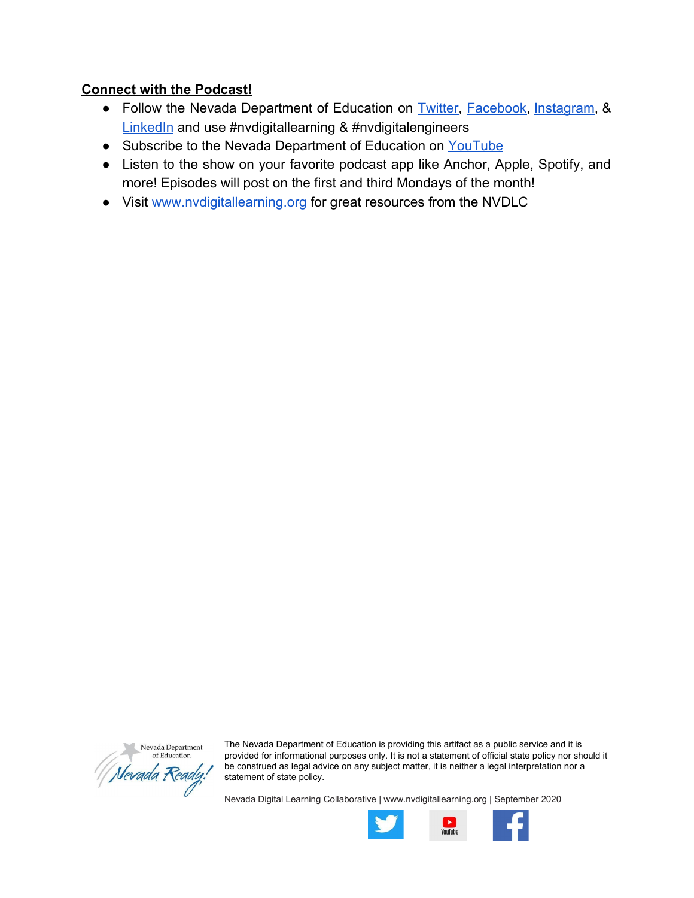**Connect with the Podcast!**

- Follow the Nevada Department of Education on Twitter, Facebook, Instagram, & LinkedIn and use #nvdigitallearning & #nvdigitalengineers
- Subscribe to the Nevada Department of Education on YouTube
- Listen to the show on your favorite podcast app like Anchor, Apple, Spotify, and more! Episodes will post on the first and third Mondays of the month!
- Visit www.nvdigitallearning.org for great resources from the NVDLC

Nevada Department of Education
Nevada Ready!

The Nevada Department of Education is providing this artifact as a public service and it is provided for informational purposes only. It is not a statement of official state policy nor should it be construed as legal advice on any subject matter, it is neither a legal interpretation nor a statement of state policy.

Nevada Digital Learning Collaborative | www.nvdigitallearning.org | September 2020